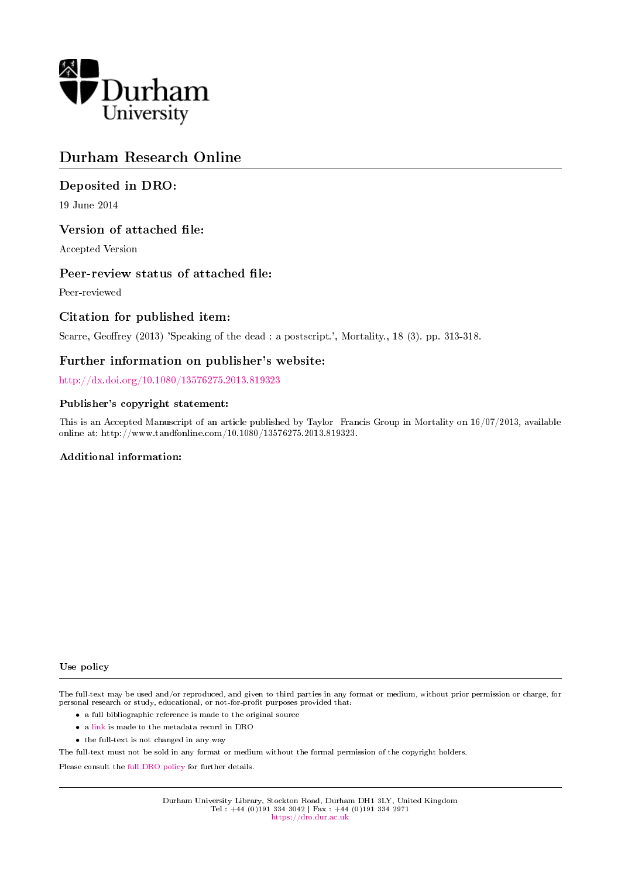Durham University

# Durham Research Online

## Deposited in DRO:

19 June 2014

## Version of attached file:

Accepted Version

## Peer-review status of attached file:

Peer-reviewed

## Citation for published item:

Scarre, Geoffrey (2013) 'Speaking of the dead : a postscript.', Mortality., 18 (3). pp. 313-318.

## Further information on publisher's website:

http://dx.doi.org/10.1080/13576275.2013.819323

### Publisher's copyright statement:

This is an Accepted Manuscript of an article published by Taylor Francis Group in Mortality on 16/07/2013, available online at: http://www.tandfonline.com/10.1080/13576275.2013.819323.

### Additional information:

### Use policy

The full-text may be used and/or reproduced, and given to third parties in any format or medium, without prior permission or charge, for personal research or study, educational, or not-for-profit purposes provided that:

- a full bibliographic reference is made to the original source
- a link is made to the metadata record in DRO
- the full-text is not changed in any way

The full-text must not be sold in any format or medium without the formal permission of the copyright holders.

Please consult the full DRO policy for further details.

Durham University Library, Stockton Road, Durham DH1 3LY, United Kingdom
Tel : +44 (0)191 334 3042 | Fax : +44 (0)191 334 2971
https://dro.dur.ac.uk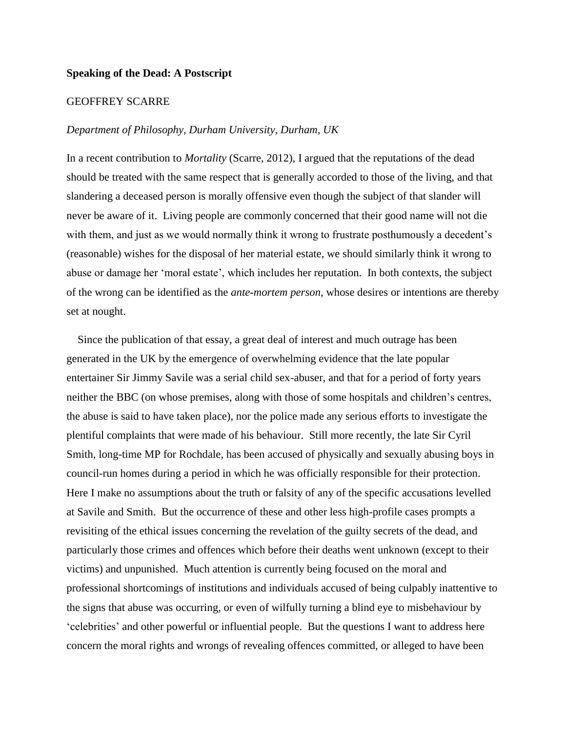**Speaking of the Dead: A Postscript**

GEOFFREY SCARRE

*Department of Philosophy, Durham University, Durham, UK*

In a recent contribution to *Mortality* (Scarre, 2012), I argued that the reputations of the dead should be treated with the same respect that is generally accorded to those of the living, and that slandering a deceased person is morally offensive even though the subject of that slander will never be aware of it. Living people are commonly concerned that their good name will not die with them, and just as we would normally think it wrong to frustrate posthumously a decedent's (reasonable) wishes for the disposal of her material estate, we should similarly think it wrong to abuse or damage her 'moral estate', which includes her reputation. In both contexts, the subject of the wrong can be identified as the *ante-mortem person*, whose desires or intentions are thereby set at nought.

Since the publication of that essay, a great deal of interest and much outrage has been generated in the UK by the emergence of overwhelming evidence that the late popular entertainer Sir Jimmy Savile was a serial child sex-abuser, and that for a period of forty years neither the BBC (on whose premises, along with those of some hospitals and children's centres, the abuse is said to have taken place), nor the police made any serious efforts to investigate the plentiful complaints that were made of his behaviour. Still more recently, the late Sir Cyril Smith, long-time MP for Rochdale, has been accused of physically and sexually abusing boys in council-run homes during a period in which he was officially responsible for their protection. Here I make no assumptions about the truth or falsity of any of the specific accusations levelled at Savile and Smith. But the occurrence of these and other less high-profile cases prompts a revisiting of the ethical issues concerning the revelation of the guilty secrets of the dead, and particularly those crimes and offences which before their deaths went unknown (except to their victims) and unpunished. Much attention is currently being focused on the moral and professional shortcomings of institutions and individuals accused of being culpably inattentive to the signs that abuse was occurring, or even of wilfully turning a blind eye to misbehaviour by 'celebrities' and other powerful or influential people. But the questions I want to address here concern the moral rights and wrongs of revealing offences committed, or alleged to have been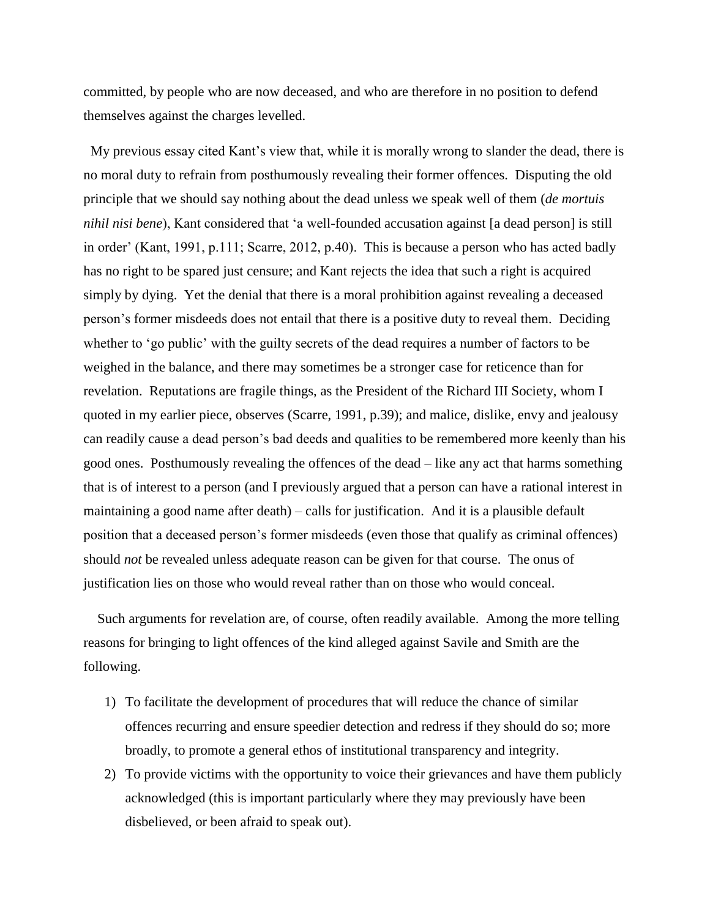committed, by people who are now deceased, and who are therefore in no position to defend themselves against the charges levelled.

My previous essay cited Kant's view that, while it is morally wrong to slander the dead, there is no moral duty to refrain from posthumously revealing their former offences. Disputing the old principle that we should say nothing about the dead unless we speak well of them (*de mortuis nihil nisi bene*), Kant considered that 'a well-founded accusation against [a dead person] is still in order' (Kant, 1991, p.111; Scarre, 2012, p.40). This is because a person who has acted badly has no right to be spared just censure; and Kant rejects the idea that such a right is acquired simply by dying. Yet the denial that there is a moral prohibition against revealing a deceased person's former misdeeds does not entail that there is a positive duty to reveal them. Deciding whether to 'go public' with the guilty secrets of the dead requires a number of factors to be weighed in the balance, and there may sometimes be a stronger case for reticence than for revelation. Reputations are fragile things, as the President of the Richard III Society, whom I quoted in my earlier piece, observes (Scarre, 1991, p.39); and malice, dislike, envy and jealousy can readily cause a dead person's bad deeds and qualities to be remembered more keenly than his good ones. Posthumously revealing the offences of the dead – like any act that harms something that is of interest to a person (and I previously argued that a person can have a rational interest in maintaining a good name after death) – calls for justification. And it is a plausible default position that a deceased person's former misdeeds (even those that qualify as criminal offences) should *not* be revealed unless adequate reason can be given for that course. The onus of justification lies on those who would reveal rather than on those who would conceal.

Such arguments for revelation are, of course, often readily available. Among the more telling reasons for bringing to light offences of the kind alleged against Savile and Smith are the following.

1) To facilitate the development of procedures that will reduce the chance of similar offences recurring and ensure speedier detection and redress if they should do so; more broadly, to promote a general ethos of institutional transparency and integrity.
2) To provide victims with the opportunity to voice their grievances and have them publicly acknowledged (this is important particularly where they may previously have been disbelieved, or been afraid to speak out).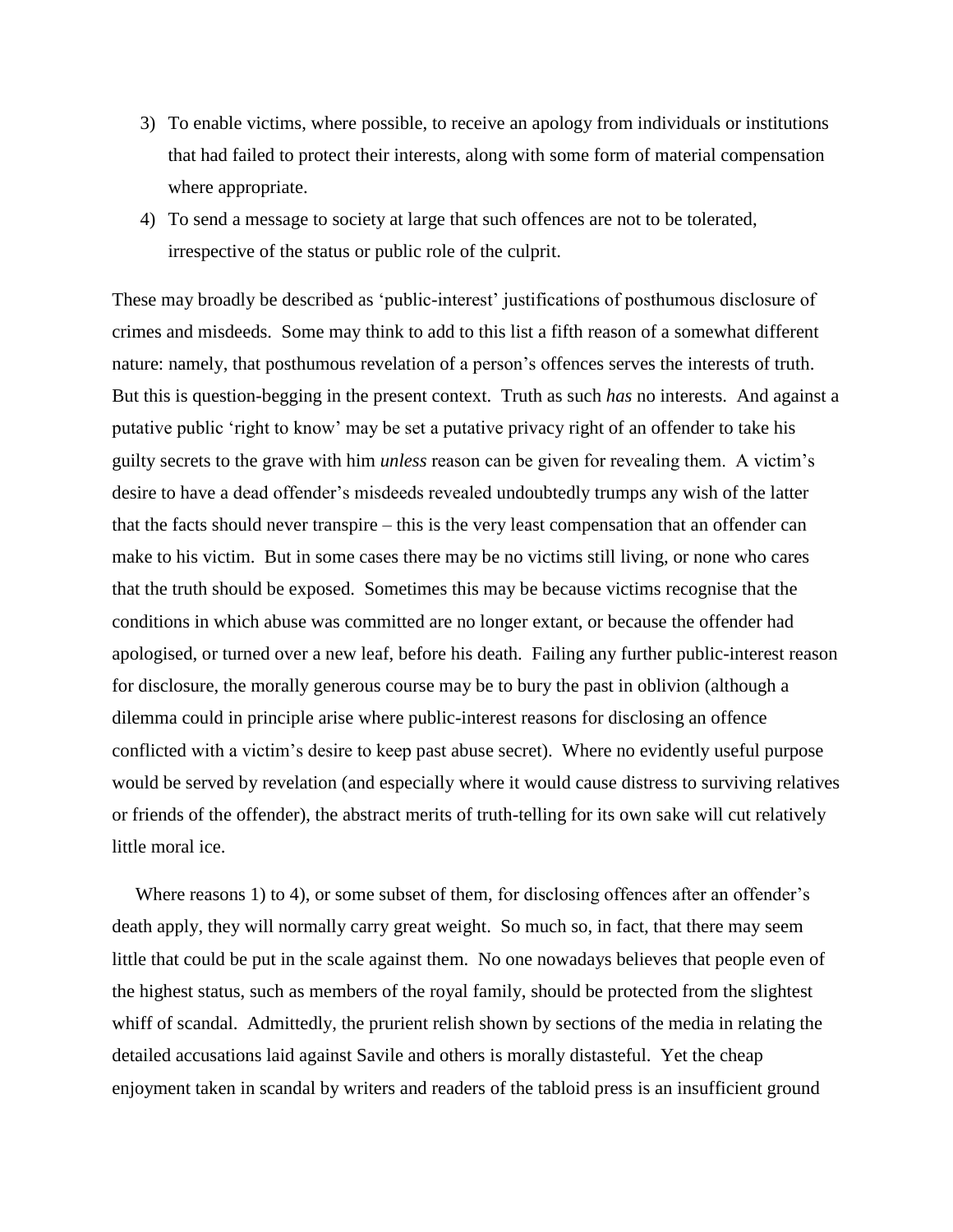3) To enable victims, where possible, to receive an apology from individuals or institutions that had failed to protect their interests, along with some form of material compensation where appropriate.
4) To send a message to society at large that such offences are not to be tolerated, irrespective of the status or public role of the culprit.

These may broadly be described as 'public-interest' justifications of posthumous disclosure of crimes and misdeeds. Some may think to add to this list a fifth reason of a somewhat different nature: namely, that posthumous revelation of a person's offences serves the interests of truth. But this is question-begging in the present context. Truth as such *has* no interests. And against a putative public 'right to know' may be set a putative privacy right of an offender to take his guilty secrets to the grave with him *unless* reason can be given for revealing them. A victim's desire to have a dead offender's misdeeds revealed undoubtedly trumps any wish of the latter that the facts should never transpire – this is the very least compensation that an offender can make to his victim. But in some cases there may be no victims still living, or none who cares that the truth should be exposed. Sometimes this may be because victims recognise that the conditions in which abuse was committed are no longer extant, or because the offender had apologised, or turned over a new leaf, before his death. Failing any further public-interest reason for disclosure, the morally generous course may be to bury the past in oblivion (although a dilemma could in principle arise where public-interest reasons for disclosing an offence conflicted with a victim's desire to keep past abuse secret). Where no evidently useful purpose would be served by revelation (and especially where it would cause distress to surviving relatives or friends of the offender), the abstract merits of truth-telling for its own sake will cut relatively little moral ice.

Where reasons 1) to 4), or some subset of them, for disclosing offences after an offender's death apply, they will normally carry great weight. So much so, in fact, that there may seem little that could be put in the scale against them. No one nowadays believes that people even of the highest status, such as members of the royal family, should be protected from the slightest whiff of scandal. Admittedly, the prurient relish shown by sections of the media in relating the detailed accusations laid against Savile and others is morally distasteful. Yet the cheap enjoyment taken in scandal by writers and readers of the tabloid press is an insufficient ground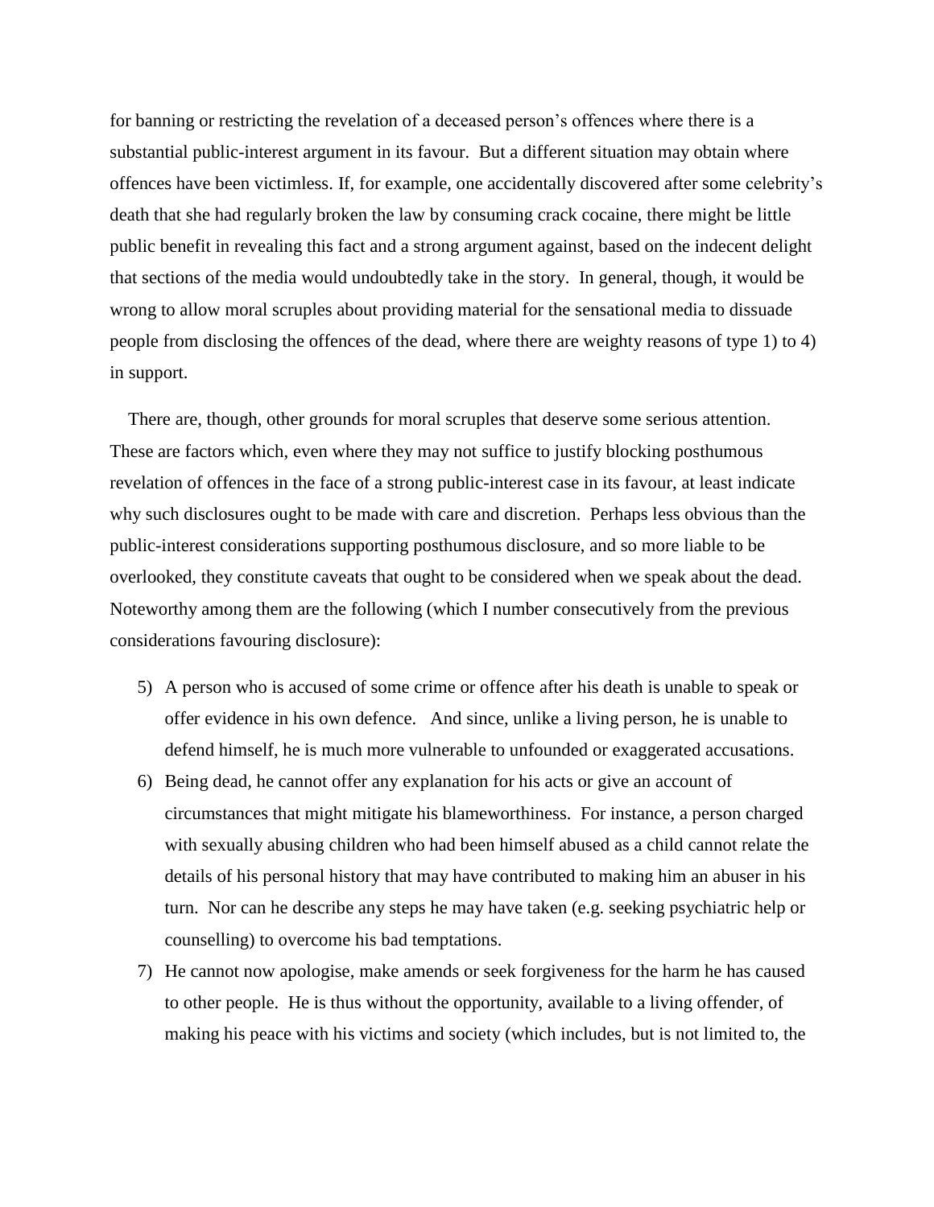for banning or restricting the revelation of a deceased person's offences where there is a substantial public-interest argument in its favour. But a different situation may obtain where offences have been victimless. If, for example, one accidentally discovered after some celebrity's death that she had regularly broken the law by consuming crack cocaine, there might be little public benefit in revealing this fact and a strong argument against, based on the indecent delight that sections of the media would undoubtedly take in the story. In general, though, it would be wrong to allow moral scruples about providing material for the sensational media to dissuade people from disclosing the offences of the dead, where there are weighty reasons of type 1) to 4) in support.

There are, though, other grounds for moral scruples that deserve some serious attention. These are factors which, even where they may not suffice to justify blocking posthumous revelation of offences in the face of a strong public-interest case in its favour, at least indicate why such disclosures ought to be made with care and discretion. Perhaps less obvious than the public-interest considerations supporting posthumous disclosure, and so more liable to be overlooked, they constitute caveats that ought to be considered when we speak about the dead. Noteworthy among them are the following (which I number consecutively from the previous considerations favouring disclosure):

5) A person who is accused of some crime or offence after his death is unable to speak or offer evidence in his own defence. And since, unlike a living person, he is unable to defend himself, he is much more vulnerable to unfounded or exaggerated accusations.
6) Being dead, he cannot offer any explanation for his acts or give an account of circumstances that might mitigate his blameworthiness. For instance, a person charged with sexually abusing children who had been himself abused as a child cannot relate the details of his personal history that may have contributed to making him an abuser in his turn. Nor can he describe any steps he may have taken (e.g. seeking psychiatric help or counselling) to overcome his bad temptations.
7) He cannot now apologise, make amends or seek forgiveness for the harm he has caused to other people. He is thus without the opportunity, available to a living offender, of making his peace with his victims and society (which includes, but is not limited to, the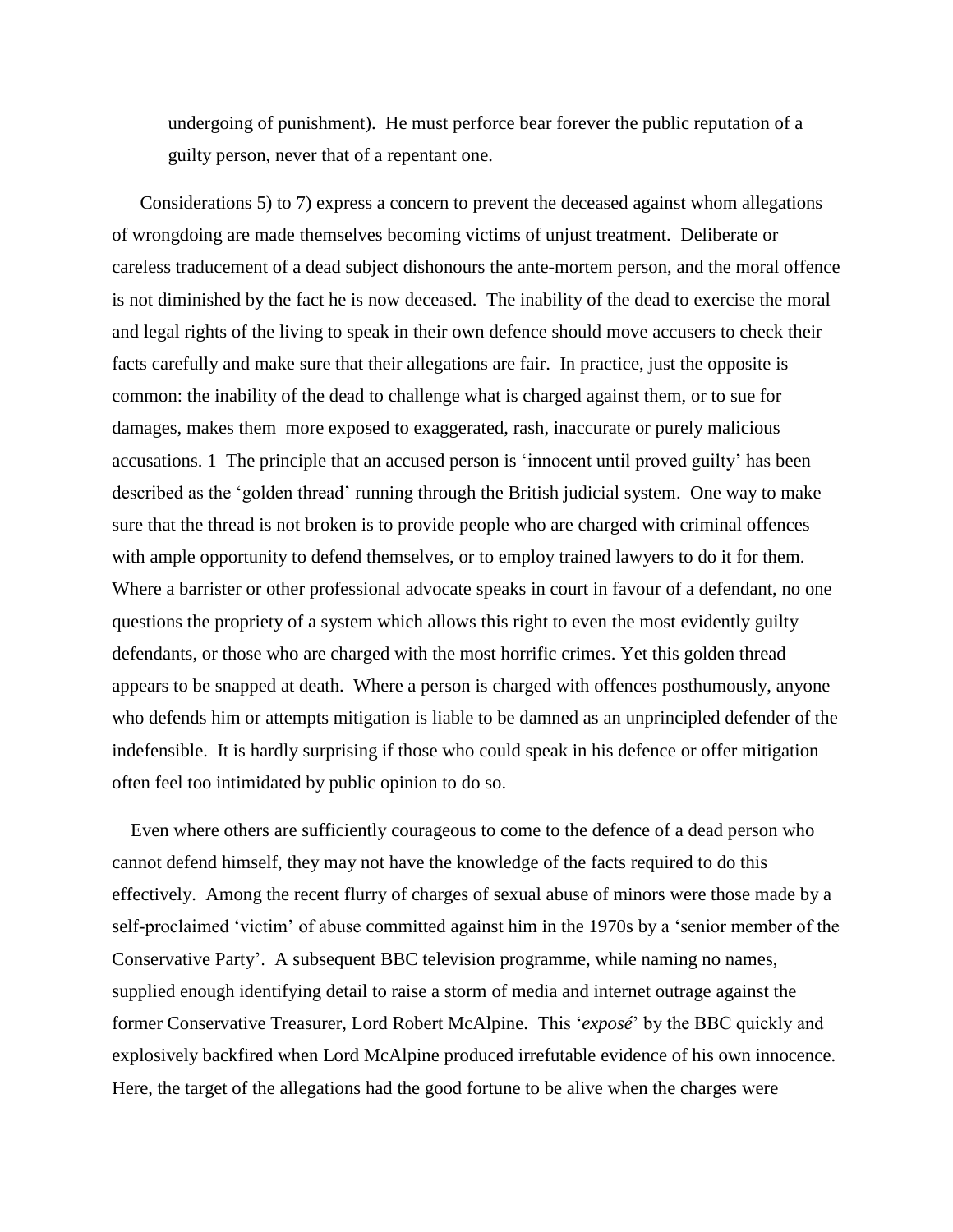undergoing of punishment). He must perforce bear forever the public reputation of a guilty person, never that of a repentant one.

Considerations 5) to 7) express a concern to prevent the deceased against whom allegations of wrongdoing are made themselves becoming victims of unjust treatment. Deliberate or careless traducement of a dead subject dishonours the ante-mortem person, and the moral offence is not diminished by the fact he is now deceased. The inability of the dead to exercise the moral and legal rights of the living to speak in their own defence should move accusers to check their facts carefully and make sure that their allegations are fair. In practice, just the opposite is common: the inability of the dead to challenge what is charged against them, or to sue for damages, makes them more exposed to exaggerated, rash, inaccurate or purely malicious accusations. 1 The principle that an accused person is 'innocent until proved guilty' has been described as the 'golden thread' running through the British judicial system. One way to make sure that the thread is not broken is to provide people who are charged with criminal offences with ample opportunity to defend themselves, or to employ trained lawyers to do it for them. Where a barrister or other professional advocate speaks in court in favour of a defendant, no one questions the propriety of a system which allows this right to even the most evidently guilty defendants, or those who are charged with the most horrific crimes. Yet this golden thread appears to be snapped at death. Where a person is charged with offences posthumously, anyone who defends him or attempts mitigation is liable to be damned as an unprincipled defender of the indefensible. It is hardly surprising if those who could speak in his defence or offer mitigation often feel too intimidated by public opinion to do so.

Even where others are sufficiently courageous to come to the defence of a dead person who cannot defend himself, they may not have the knowledge of the facts required to do this effectively. Among the recent flurry of charges of sexual abuse of minors were those made by a self-proclaimed 'victim' of abuse committed against him in the 1970s by a 'senior member of the Conservative Party'. A subsequent BBC television programme, while naming no names, supplied enough identifying detail to raise a storm of media and internet outrage against the former Conservative Treasurer, Lord Robert McAlpine. This '*exposé*' by the BBC quickly and explosively backfired when Lord McAlpine produced irrefutable evidence of his own innocence. Here, the target of the allegations had the good fortune to be alive when the charges were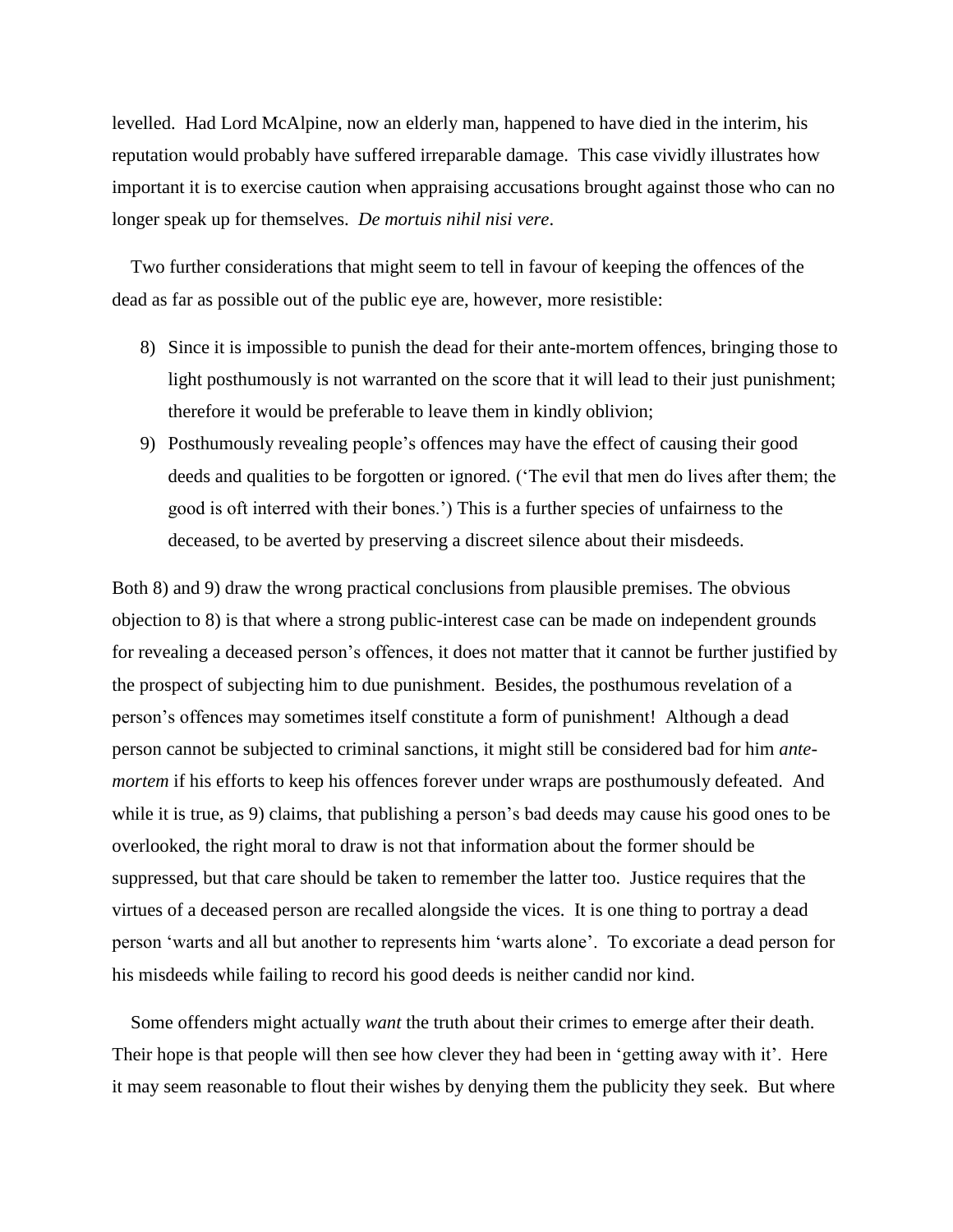levelled. Had Lord McAlpine, now an elderly man, happened to have died in the interim, his reputation would probably have suffered irreparable damage. This case vividly illustrates how important it is to exercise caution when appraising accusations brought against those who can no longer speak up for themselves. *De mortuis nihil nisi vere*.

Two further considerations that might seem to tell in favour of keeping the offences of the dead as far as possible out of the public eye are, however, more resistible:

8) Since it is impossible to punish the dead for their ante-mortem offences, bringing those to light posthumously is not warranted on the score that it will lead to their just punishment; therefore it would be preferable to leave them in kindly oblivion;
9) Posthumously revealing people's offences may have the effect of causing their good deeds and qualities to be forgotten or ignored. ('The evil that men do lives after them; the good is oft interred with their bones.') This is a further species of unfairness to the deceased, to be averted by preserving a discreet silence about their misdeeds.

Both 8) and 9) draw the wrong practical conclusions from plausible premises. The obvious objection to 8) is that where a strong public-interest case can be made on independent grounds for revealing a deceased person's offences, it does not matter that it cannot be further justified by the prospect of subjecting him to due punishment. Besides, the posthumous revelation of a person's offences may sometimes itself constitute a form of punishment! Although a dead person cannot be subjected to criminal sanctions, it might still be considered bad for him *ante-mortem* if his efforts to keep his offences forever under wraps are posthumously defeated. And while it is true, as 9) claims, that publishing a person's bad deeds may cause his good ones to be overlooked, the right moral to draw is not that information about the former should be suppressed, but that care should be taken to remember the latter too. Justice requires that the virtues of a deceased person are recalled alongside the vices. It is one thing to portray a dead person 'warts and all but another to represents him 'warts alone'. To excoriate a dead person for his misdeeds while failing to record his good deeds is neither candid nor kind.

Some offenders might actually *want* the truth about their crimes to emerge after their death. Their hope is that people will then see how clever they had been in 'getting away with it'. Here it may seem reasonable to flout their wishes by denying them the publicity they seek. But where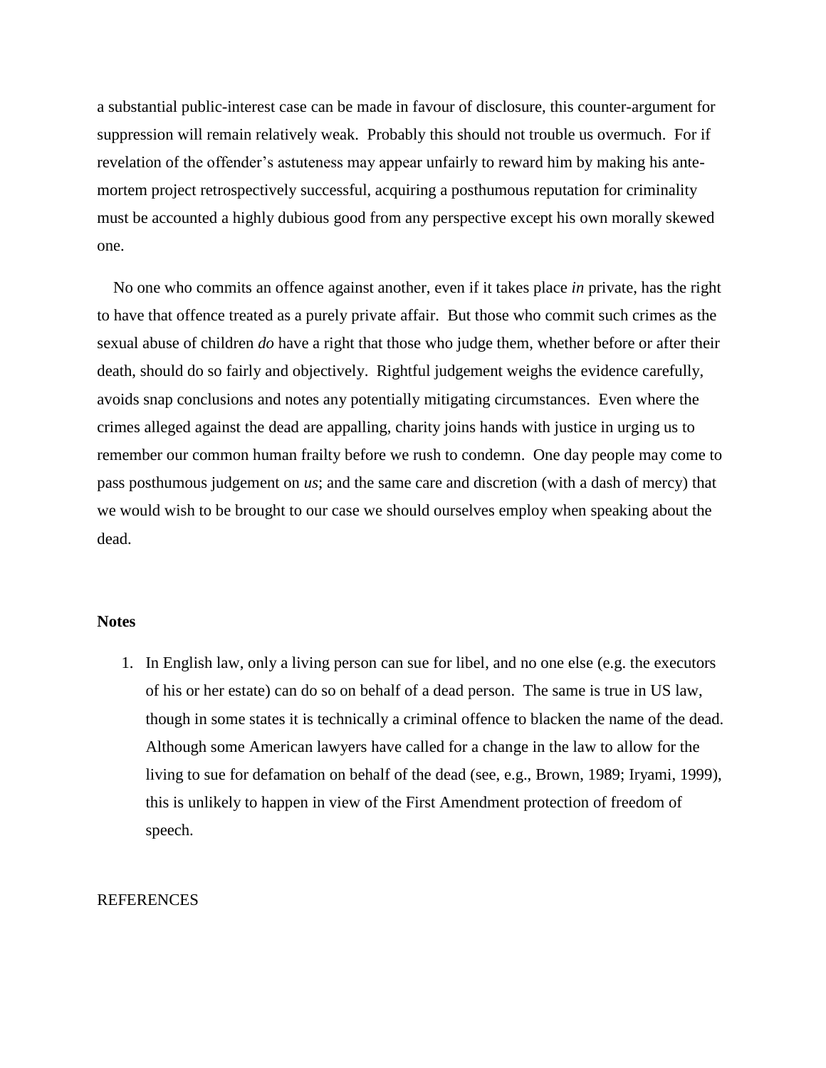a substantial public-interest case can be made in favour of disclosure, this counter-argument for suppression will remain relatively weak. Probably this should not trouble us overmuch. For if revelation of the offender's astuteness may appear unfairly to reward him by making his ante-mortem project retrospectively successful, acquiring a posthumous reputation for criminality must be accounted a highly dubious good from any perspective except his own morally skewed one.

No one who commits an offence against another, even if it takes place *in* private, has the right to have that offence treated as a purely private affair. But those who commit such crimes as the sexual abuse of children *do* have a right that those who judge them, whether before or after their death, should do so fairly and objectively. Rightful judgement weighs the evidence carefully, avoids snap conclusions and notes any potentially mitigating circumstances. Even where the crimes alleged against the dead are appalling, charity joins hands with justice in urging us to remember our common human frailty before we rush to condemn. One day people may come to pass posthumous judgement on *us*; and the same care and discretion (with a dash of mercy) that we would wish to be brought to our case we should ourselves employ when speaking about the dead.

**Notes**

1. In English law, only a living person can sue for libel, and no one else (e.g. the executors of his or her estate) can do so on behalf of a dead person. The same is true in US law, though in some states it is technically a criminal offence to blacken the name of the dead. Although some American lawyers have called for a change in the law to allow for the living to sue for defamation on behalf of the dead (see, e.g., Brown, 1989; Iryami, 1999), this is unlikely to happen in view of the First Amendment protection of freedom of speech.

REFERENCES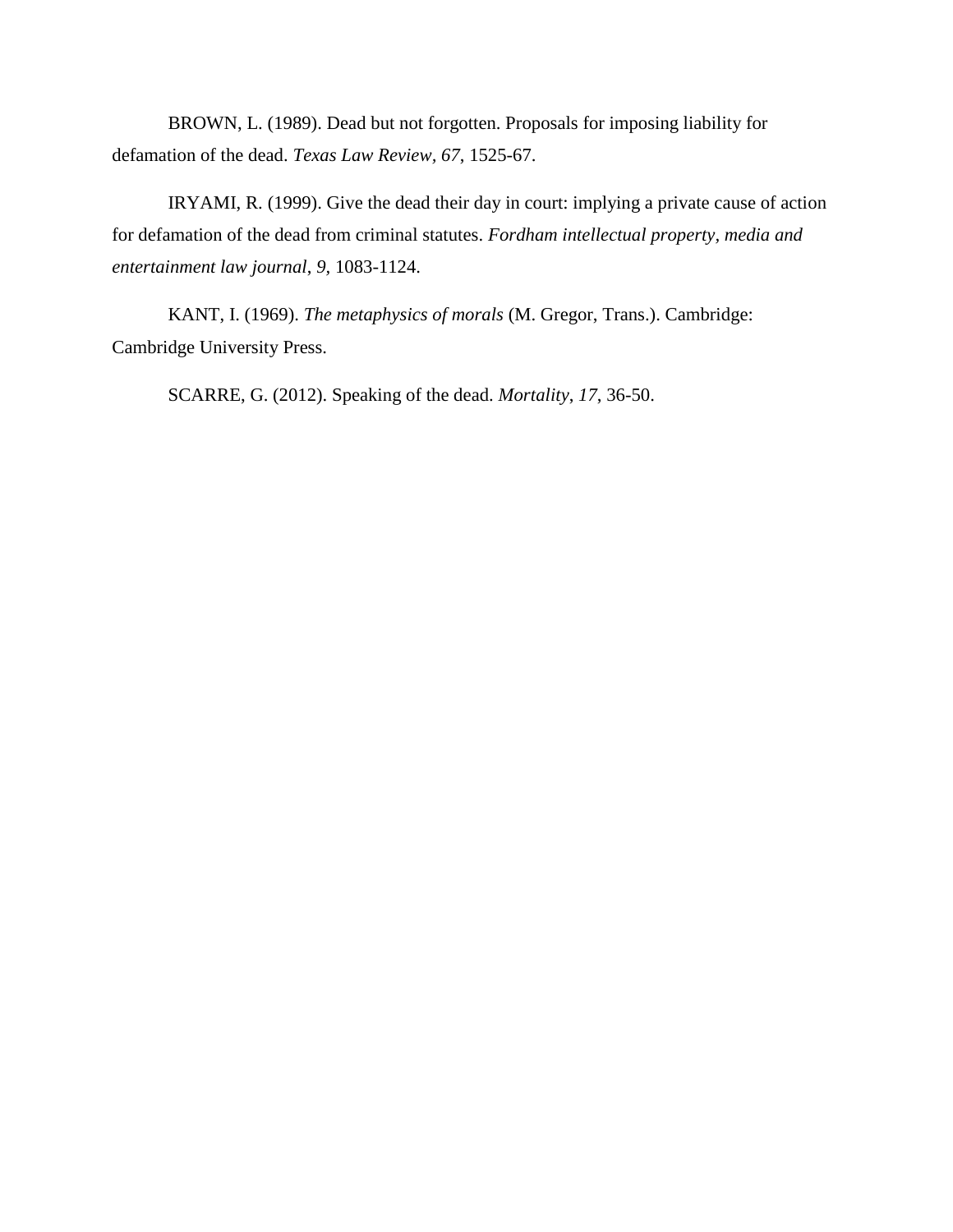BROWN, L. (1989). Dead but not forgotten. Proposals for imposing liability for defamation of the dead. *Texas Law Review, 67*, 1525-67.

IRYAMI, R. (1999). Give the dead their day in court: implying a private cause of action for defamation of the dead from criminal statutes. *Fordham intellectual property, media and entertainment law journal*, *9*, 1083-1124.

KANT, I. (1969). *The metaphysics of morals* (M. Gregor, Trans.). Cambridge: Cambridge University Press.

SCARRE, G. (2012). Speaking of the dead. *Mortality*, *17*, 36-50.